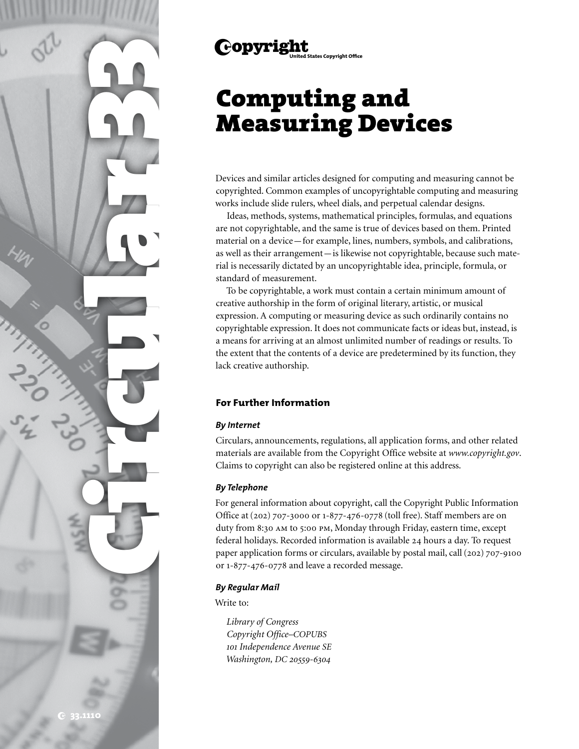Copyright
United States Copyright Office

# Computing and Measuring Devices

Devices and similar articles designed for computing and measuring cannot be copyrighted. Common examples of uncopyrightable computing and measuring works include slide rulers, wheel dials, and perpetual calendar designs.

Ideas, methods, systems, mathematical principles, formulas, and equations are not copyrightable, and the same is true of devices based on them. Printed material on a device—for example, lines, numbers, symbols, and calibrations, as well as their arrangement—is likewise not copyrightable, because such material is necessarily dictated by an uncopyrightable idea, principle, formula, or standard of measurement.

To be copyrightable, a work must contain a certain minimum amount of creative authorship in the form of original literary, artistic, or musical expression. A computing or measuring device as such ordinarily contains no copyrightable expression. It does not communicate facts or ideas but, instead, is a means for arriving at an almost unlimited number of readings or results. To the extent that the contents of a device are predetermined by its function, they lack creative authorship.

## For Further Information

### *By Internet*

Circulars, announcements, regulations, all application forms, and other related materials are available from the Copyright Office website at *www.copyright.gov*. Claims to copyright can also be registered online at this address.

### *By Telephone*

For general information about copyright, call the Copyright Public Information Office at (202) 707-3000 or 1-877-476-0778 (toll free). Staff members are on duty from 8:30 AM to 5:00 PM, Monday through Friday, eastern time, except federal holidays. Recorded information is available 24 hours a day. To request paper application forms or circulars, available by postal mail, call (202) 707-9100 or 1-877-476-0778 and leave a recorded message.

### *By Regular Mail*

Write to:

*Library of Congress*
*Copyright Office–COPUBS*
*101 Independence Avenue SE*
*Washington, DC 20559-6304*

Circular 33

33.1110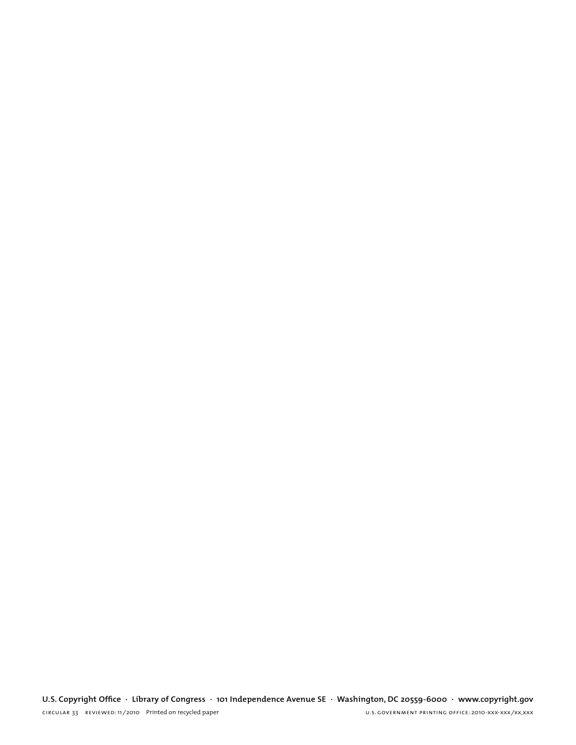**U.S. Copyright Office · Library of Congress · 101 Independence Avenue SE · Washington, DC 20559-6000 · www.copyright.gov**

CIRCULAR 33 REVIEWED: 11/2010 Printed on recycled paper

U.S. GOVERNMENT PRINTING OFFICE: 2010-XXX-XXX/XX,XXX